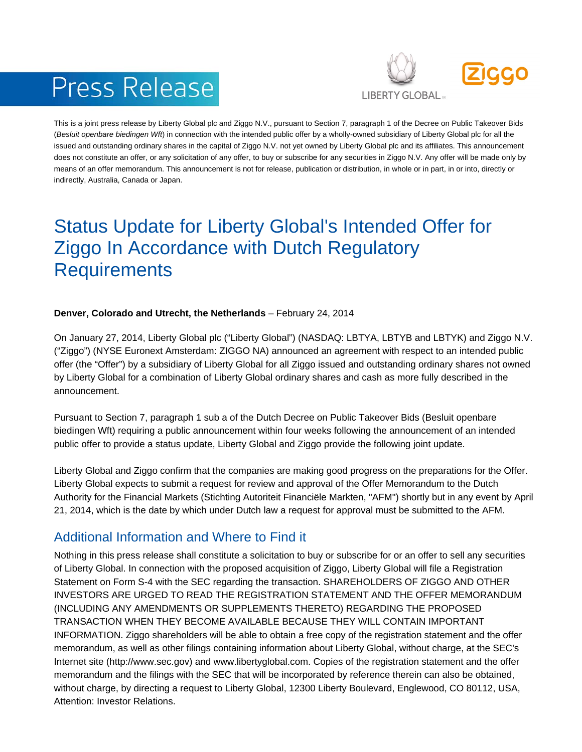# Press Release

This is a joint press release by Liberty Global plc and Ziggo N.V., pursuant to Section 7, paragraph 1 of the Decree on Public Takeover Bids (*Besluit openbare biedingen Wft*) in connection with the intended public offer by a wholly-owned subsidiary of Liberty Global plc for all the issued and outstanding ordinary shares in the capital of Ziggo N.V. not yet owned by Liberty Global plc and its affiliates. This announcement does not constitute an offer, or any solicitation of any offer, to buy or subscribe for any securities in Ziggo N.V. Any offer will be made only by means of an offer memorandum. This announcement is not for release, publication or distribution, in whole or in part, in or into, directly or indirectly, Australia, Canada or Japan.

## Status Update for Liberty Global's Intended Offer for Ziggo In Accordance with Dutch Regulatory Requirements

**Denver, Colorado and Utrecht, the Netherlands** – February 24, 2014

On January 27, 2014, Liberty Global plc ("Liberty Global") (NASDAQ: LBTYA, LBTYB and LBTYK) and Ziggo N.V. ("Ziggo") (NYSE Euronext Amsterdam: ZIGGO NA) announced an agreement with respect to an intended public offer (the "Offer") by a subsidiary of Liberty Global for all Ziggo issued and outstanding ordinary shares not owned by Liberty Global for a combination of Liberty Global ordinary shares and cash as more fully described in the announcement.

Pursuant to Section 7, paragraph 1 sub a of the Dutch Decree on Public Takeover Bids (Besluit openbare biedingen Wft) requiring a public announcement within four weeks following the announcement of an intended public offer to provide a status update, Liberty Global and Ziggo provide the following joint update.

Liberty Global and Ziggo confirm that the companies are making good progress on the preparations for the Offer. Liberty Global expects to submit a request for review and approval of the Offer Memorandum to the Dutch Authority for the Financial Markets (Stichting Autoriteit Financiële Markten, "AFM") shortly but in any event by April 21, 2014, which is the date by which under Dutch law a request for approval must be submitted to the AFM.

## Additional Information and Where to Find it

Nothing in this press release shall constitute a solicitation to buy or subscribe for or an offer to sell any securities of Liberty Global. In connection with the proposed acquisition of Ziggo, Liberty Global will file a Registration Statement on Form S-4 with the SEC regarding the transaction. SHAREHOLDERS OF ZIGGO AND OTHER INVESTORS ARE URGED TO READ THE REGISTRATION STATEMENT AND THE OFFER MEMORANDUM (INCLUDING ANY AMENDMENTS OR SUPPLEMENTS THERETO) REGARDING THE PROPOSED TRANSACTION WHEN THEY BECOME AVAILABLE BECAUSE THEY WILL CONTAIN IMPORTANT INFORMATION. Ziggo shareholders will be able to obtain a free copy of the registration statement and the offer memorandum, as well as other filings containing information about Liberty Global, without charge, at the SEC's Internet site (http://www.sec.gov) and www.libertyglobal.com. Copies of the registration statement and the offer memorandum and the filings with the SEC that will be incorporated by reference therein can also be obtained, without charge, by directing a request to Liberty Global, 12300 Liberty Boulevard, Englewood, CO 80112, USA, Attention: Investor Relations.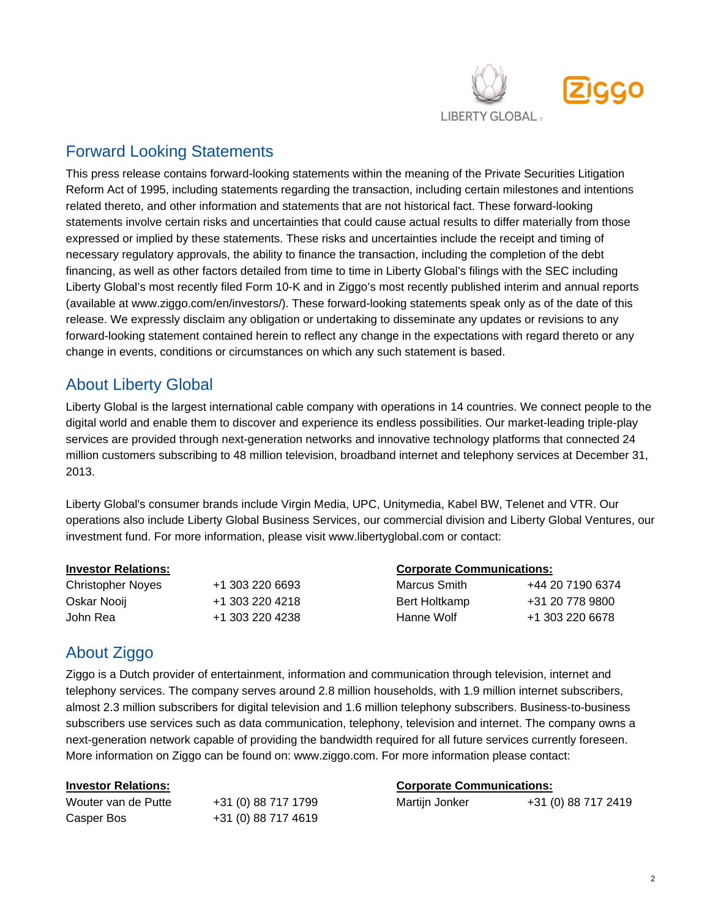## Forward Looking Statements

This press release contains forward-looking statements within the meaning of the Private Securities Litigation Reform Act of 1995, including statements regarding the transaction, including certain milestones and intentions related thereto, and other information and statements that are not historical fact. These forward-looking statements involve certain risks and uncertainties that could cause actual results to differ materially from those expressed or implied by these statements. These risks and uncertainties include the receipt and timing of necessary regulatory approvals, the ability to finance the transaction, including the completion of the debt financing, as well as other factors detailed from time to time in Liberty Global's filings with the SEC including Liberty Global's most recently filed Form 10-K and in Ziggo's most recently published interim and annual reports (available at www.ziggo.com/en/investors/). These forward-looking statements speak only as of the date of this release. We expressly disclaim any obligation or undertaking to disseminate any updates or revisions to any forward-looking statement contained herein to reflect any change in the expectations with regard thereto or any change in events, conditions or circumstances on which any such statement is based.

## About Liberty Global

Liberty Global is the largest international cable company with operations in 14 countries. We connect people to the digital world and enable them to discover and experience its endless possibilities. Our market-leading triple-play services are provided through next-generation networks and innovative technology platforms that connected 24 million customers subscribing to 48 million television, broadband internet and telephony services at December 31, 2013.

Liberty Global's consumer brands include Virgin Media, UPC, Unitymedia, Kabel BW, Telenet and VTR. Our operations also include Liberty Global Business Services, our commercial division and Liberty Global Ventures, our investment fund. For more information, please visit www.libertyglobal.com or contact:

| **Investor Relations:** | | **Corporate Communications:** | |
|---|---|---|---|
| Christopher Noyes | +1 303 220 6693 | Marcus Smith | +44 20 7190 6374 |
| Oskar Nooij | +1 303 220 4218 | Bert Holtkamp | +31 20 778 9800 |
| John Rea | +1 303 220 4238 | Hanne Wolf | +1 303 220 6678 |

## About Ziggo

Ziggo is a Dutch provider of entertainment, information and communication through television, internet and telephony services. The company serves around 2.8 million households, with 1.9 million internet subscribers, almost 2.3 million subscribers for digital television and 1.6 million telephony subscribers. Business-to-business subscribers use services such as data communication, telephony, television and internet. The company owns a next-generation network capable of providing the bandwidth required for all future services currently foreseen. More information on Ziggo can be found on: www.ziggo.com. For more information please contact:

| **Investor Relations:** | | **Corporate Communications:** | |
|---|---|---|---|
| Wouter van de Putte | +31 (0) 88 717 1799 | Martijn Jonker | +31 (0) 88 717 2419 |
| Casper Bos | +31 (0) 88 717 4619 | | |